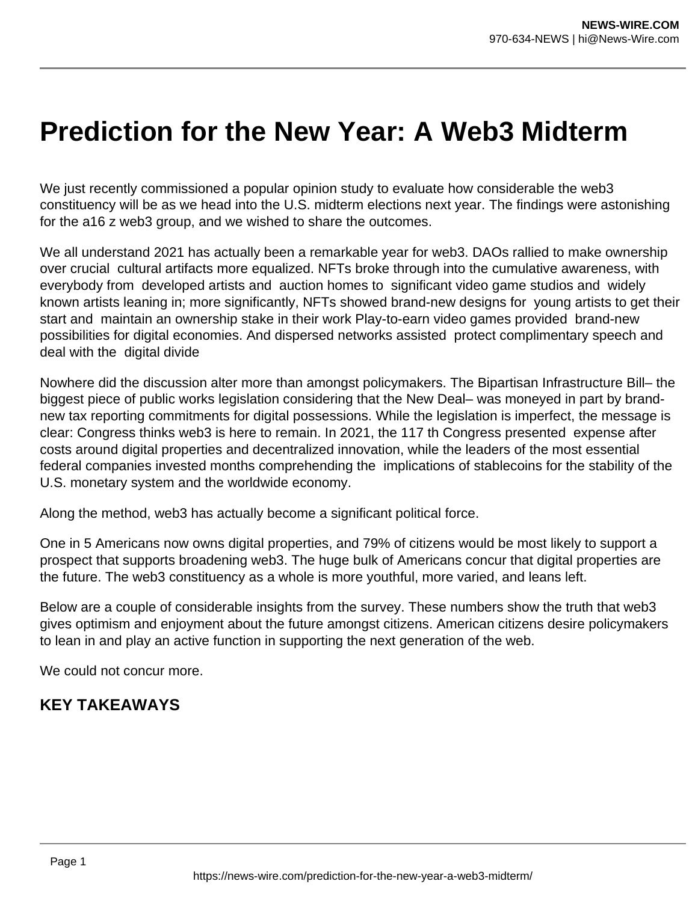# Prediction for the New Year: A Web3 Midterm

We just recently commissioned a popular opinion study to evaluate how considerable the web3 constituency will be as we head into the U.S. midterm elections next year. The findings were astonishing for the a16 z web3 group, and we wished to share the outcomes.

We all understand 2021 has actually been a remarkable year for web3. DAOs rallied to make ownership over crucial cultural artifacts more equalized. NFTs broke through into the cumulative awareness, with everybody from developed artists and auction homes to significant video game studios and widely known artists leaning in; more significantly, NFTs showed brand-new designs for young artists to get their start and maintain an ownership stake in their work Play-to-earn video games provided brand-new possibilities for digital economies. And dispersed networks assisted protect complimentary speech and deal with the digital divide

Nowhere did the discussion alter more than amongst policymakers. The Bipartisan Infrastructure Bill– the biggest piece of public works legislation considering that the New Deal– was moneyed in part by brand-new tax reporting commitments for digital possessions. While the legislation is imperfect, the message is clear: Congress thinks web3 is here to remain. In 2021, the 117 th Congress presented expense after costs around digital properties and decentralized innovation, while the leaders of the most essential federal companies invested months comprehending the implications of stablecoins for the stability of the U.S. monetary system and the worldwide economy.

Along the method, web3 has actually become a significant political force.

One in 5 Americans now owns digital properties, and 79% of citizens would be most likely to support a prospect that supports broadening web3. The huge bulk of Americans concur that digital properties are the future. The web3 constituency as a whole is more youthful, more varied, and leans left.

Below are a couple of considerable insights from the survey. These numbers show the truth that web3 gives optimism and enjoyment about the future amongst citizens. American citizens desire policymakers to lean in and play an active function in supporting the next generation of the web.

We could not concur more.

## KEY TAKEAWAYS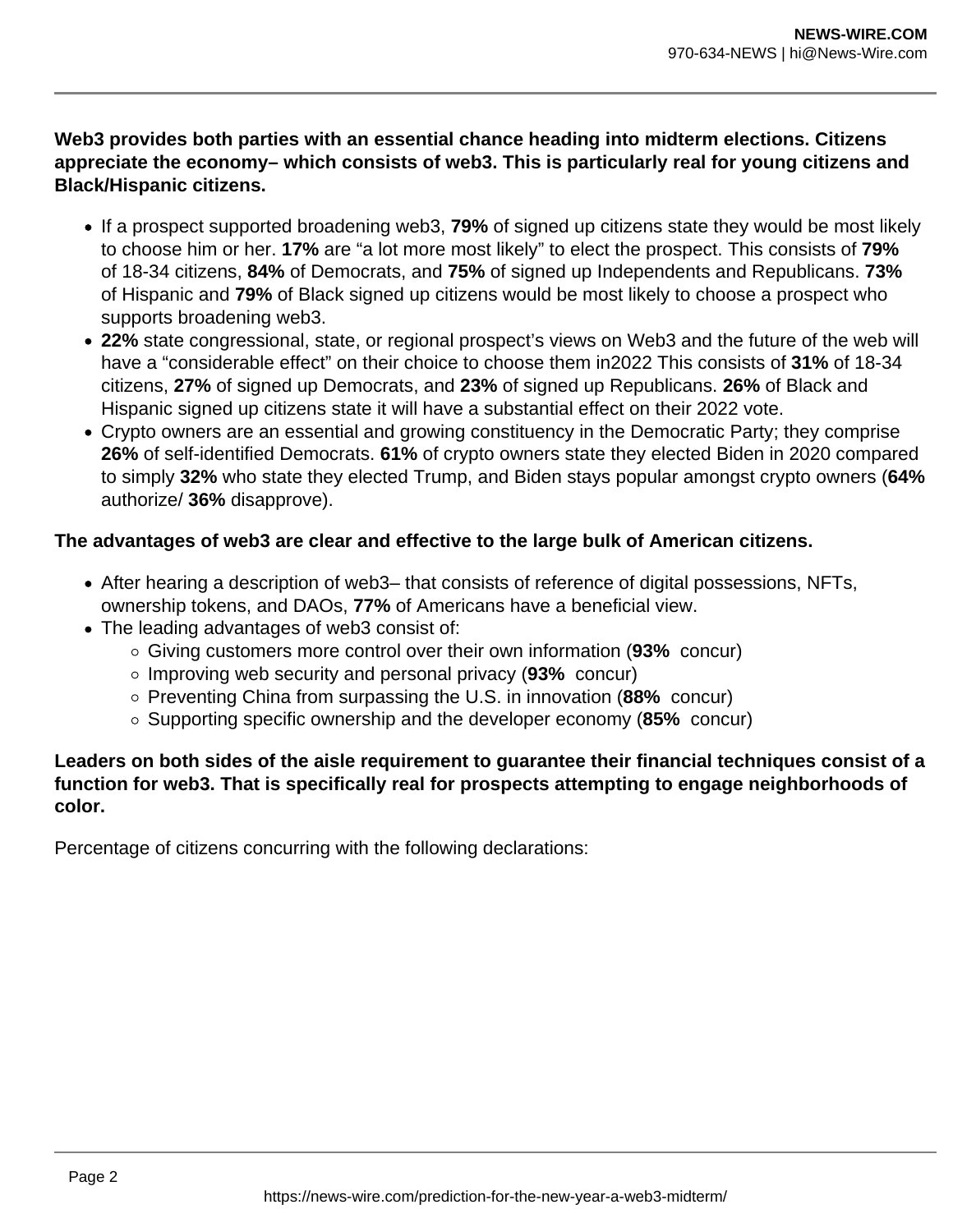**Web3 provides both parties with an essential chance heading into midterm elections. Citizens appreciate the economy– which consists of web3. This is particularly real for young citizens and Black/Hispanic citizens.**

- If a prospect supported broadening web3, **79%** of signed up citizens state they would be most likely to choose him or her. **17%** are "a lot more most likely" to elect the prospect. This consists of **79%** of 18-34 citizens, **84%** of Democrats, and **75%** of signed up Independents and Republicans. **73%** of Hispanic and **79%** of Black signed up citizens would be most likely to choose a prospect who supports broadening web3.
- **22%** state congressional, state, or regional prospect's views on Web3 and the future of the web will have a "considerable effect" on their choice to choose them in2022 This consists of **31%** of 18-34 citizens, **27%** of signed up Democrats, and **23%** of signed up Republicans. **26%** of Black and Hispanic signed up citizens state it will have a substantial effect on their 2022 vote.
- Crypto owners are an essential and growing constituency in the Democratic Party; they comprise **26%** of self-identified Democrats. **61%** of crypto owners state they elected Biden in 2020 compared to simply **32%** who state they elected Trump, and Biden stays popular amongst crypto owners (**64%** authorize/ **36%** disapprove).

**The advantages of web3 are clear and effective to the large bulk of American citizens.**

- After hearing a description of web3– that consists of reference of digital possessions, NFTs, ownership tokens, and DAOs, **77%** of Americans have a beneficial view.
- The leading advantages of web3 consist of:
  - Giving customers more control over their own information (**93%** concur)
  - Improving web security and personal privacy (**93%** concur)
  - Preventing China from surpassing the U.S. in innovation (**88%** concur)
  - Supporting specific ownership and the developer economy (**85%** concur)

**Leaders on both sides of the aisle requirement to guarantee their financial techniques consist of a function for web3. That is specifically real for prospects attempting to engage neighborhoods of color.**

Percentage of citizens concurring with the following declarations: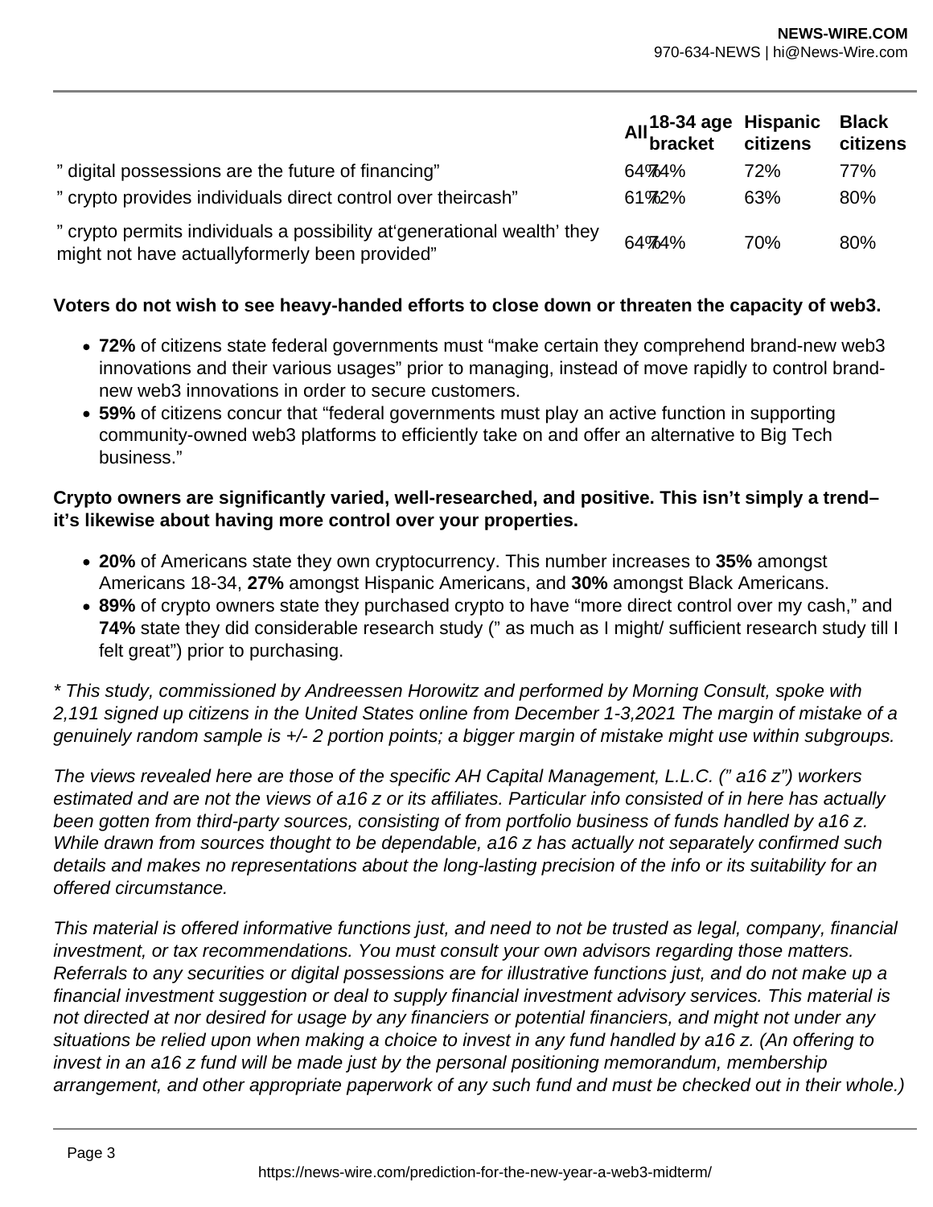| | All | 18-34 age bracket | Hispanic citizens | Black citizens |
|---|---|---|---|---|
| " digital possessions are the future of financing" | 64% | 64% | 72% | 77% |
| " crypto provides individuals direct control over theircash" | 61% | 62% | 63% | 80% |
| " crypto permits individuals a possibility at'generational wealth' they might not have actuallyformerly been provided" | 64% | 64% | 70% | 80% |

**Voters do not wish to see heavy-handed efforts to close down or threaten the capacity of web3.**

- **72%** of citizens state federal governments must "make certain they comprehend brand-new web3 innovations and their various usages" prior to managing, instead of move rapidly to control brand-new web3 innovations in order to secure customers.
- **59%** of citizens concur that "federal governments must play an active function in supporting community-owned web3 platforms to efficiently take on and offer an alternative to Big Tech business."

**Crypto owners are significantly varied, well-researched, and positive. This isn't simply a trend– it's likewise about having more control over your properties.**

- **20%** of Americans state they own cryptocurrency. This number increases to **35%** amongst Americans 18-34, **27%** amongst Hispanic Americans, and **30%** amongst Black Americans.
- **89%** of crypto owners state they purchased crypto to have "more direct control over my cash," and **74%** state they did considerable research study (" as much as I might/ sufficient research study till I felt great") prior to purchasing.

*\* This study, commissioned by Andreessen Horowitz and performed by Morning Consult, spoke with 2,191 signed up citizens in the United States online from December 1-3,2021 The margin of mistake of a genuinely random sample is +/- 2 portion points; a bigger margin of mistake might use within subgroups.*

*The views revealed here are those of the specific AH Capital Management, L.L.C. (" a16 z") workers estimated and are not the views of a16 z or its affiliates. Particular info consisted of in here has actually been gotten from third-party sources, consisting of from portfolio business of funds handled by a16 z. While drawn from sources thought to be dependable, a16 z has actually not separately confirmed such details and makes no representations about the long-lasting precision of the info or its suitability for an offered circumstance.*

*This material is offered informative functions just, and need to not be trusted as legal, company, financial investment, or tax recommendations. You must consult your own advisors regarding those matters. Referrals to any securities or digital possessions are for illustrative functions just, and do not make up a financial investment suggestion or deal to supply financial investment advisory services. This material is not directed at nor desired for usage by any financiers or potential financiers, and might not under any situations be relied upon when making a choice to invest in any fund handled by a16 z. (An offering to invest in an a16 z fund will be made just by the personal positioning memorandum, membership arrangement, and other appropriate paperwork of any such fund and must be checked out in their whole.)*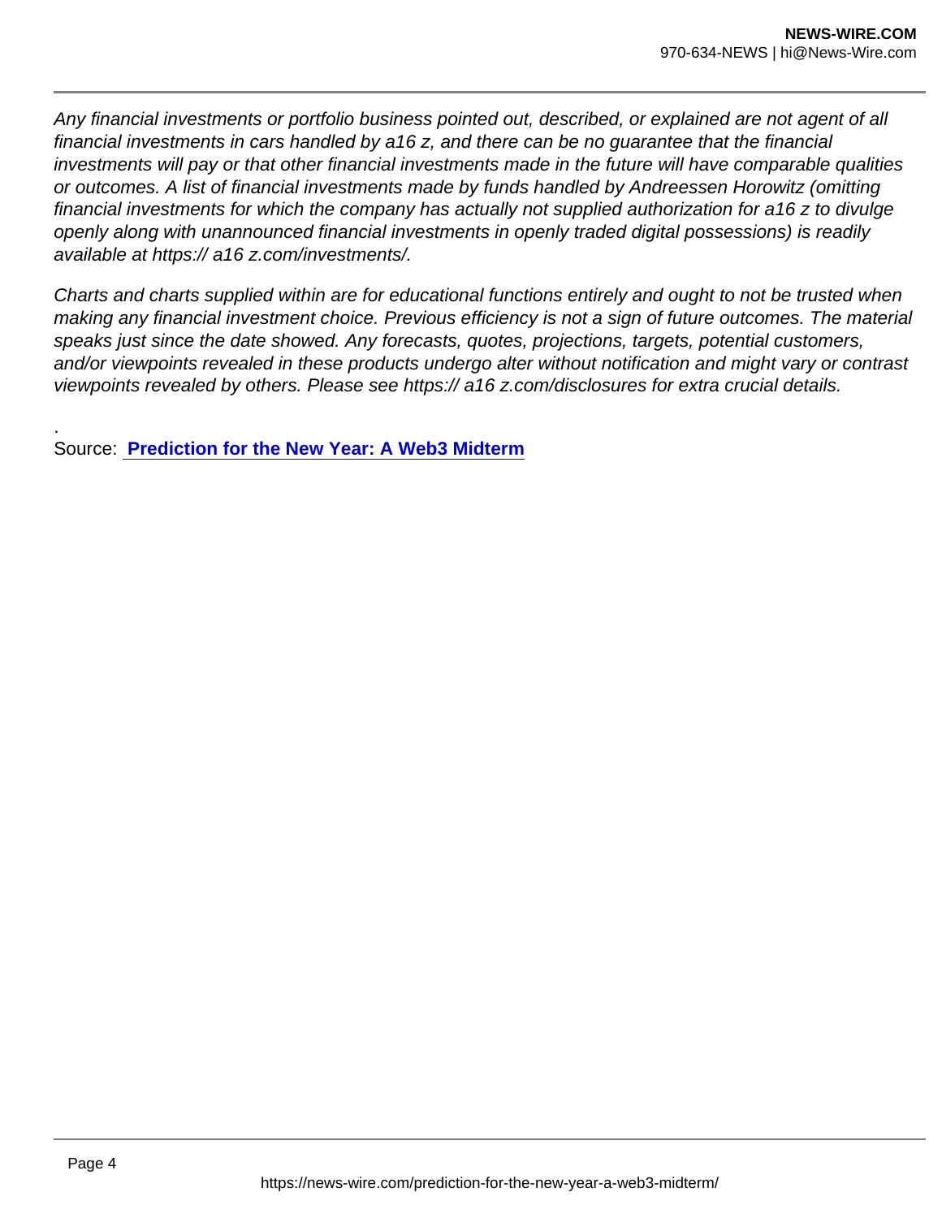*Any financial investments or portfolio business pointed out, described, or explained are not agent of all financial investments in cars handled by a16 z, and there can be no guarantee that the financial investments will pay or that other financial investments made in the future will have comparable qualities or outcomes. A list of financial investments made by funds handled by Andreessen Horowitz (omitting financial investments for which the company has actually not supplied authorization for a16 z to divulge openly along with unannounced financial investments in openly traded digital possessions) is readily available at https:// a16 z.com/investments/.*

*Charts and charts supplied within are for educational functions entirely and ought to not be trusted when making any financial investment choice. Previous efficiency is not a sign of future outcomes. The material speaks just since the date showed. Any forecasts, quotes, projections, targets, potential customers, and/or viewpoints revealed in these products undergo alter without notification and might vary or contrast viewpoints revealed by others. Please see https:// a16 z.com/disclosures for extra crucial details.*

.

Source: **Prediction for the New Year: A Web3 Midterm**